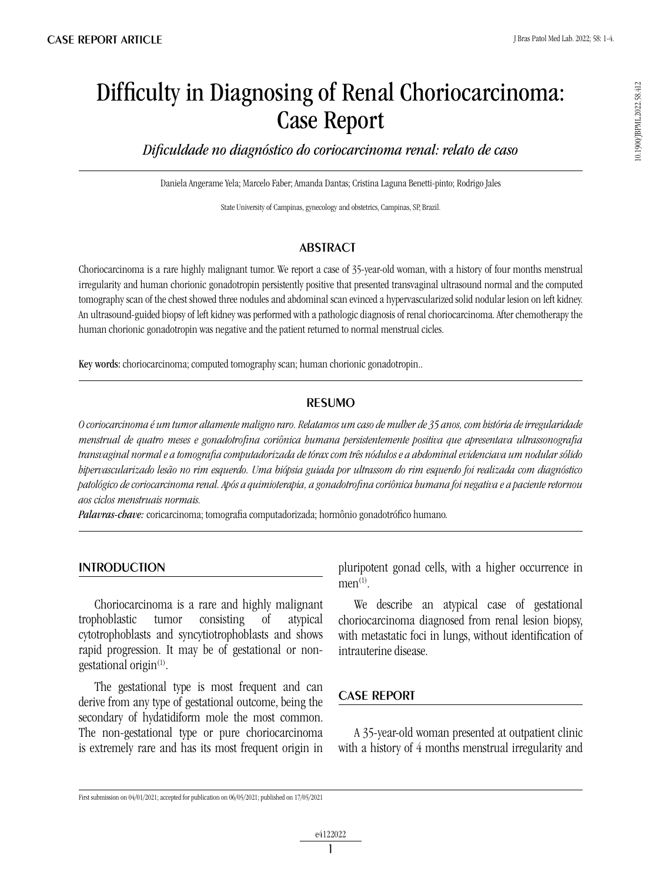CASE REPORT ARTICLE

# Difficulty in Diagnosing of Renal Choriocarcinoma: Case Report

*Dificuldade no diagnóstico do coriocarcinoma renal: relato de caso*

Daniela Angerame Yela; Marcelo Faber; Amanda Dantas; Cristina Laguna Benetti-pinto; Rodrigo Jales

State University of Campinas, gynecology and obstetrics, Campinas, SP, Brazil.

## ABSTRACT

Choriocarcinoma is a rare highly malignant tumor. We report a case of 35-year-old woman, with a history of four months menstrual irregularity and human chorionic gonadotropin persistently positive that presented transvaginal ultrasound normal and the computed tomography scan of the chest showed three nodules and abdominal scan evinced a hypervascularized solid nodular lesion on left kidney. An ultrasound-guided biopsy of left kidney was performed with a pathologic diagnosis of renal choriocarcinoma. After chemotherapy the human chorionic gonadotropin was negative and the patient returned to normal menstrual cicles.

**Key words:** choriocarcinoma; computed tomography scan; human chorionic gonadotropin..

## RESUMO

*O coriocarcinoma é um tumor altamente maligno raro. Relatamos um caso de mulher de 35 anos, com história de irregularidade menstrual de quatro meses e gonadotrofina coriônica humana persistentemente positiva que apresentava ultrassonografia transvaginal normal e a tomografia computadorizada de tórax com três nódulos e a abdominal evidenciava um nodular sólido hipervascularizado lesão no rim esquerdo. Uma biópsia guiada por ultrassom do rim esquerdo foi realizada com diagnóstico patológico de coriocarcinoma renal. Após a quimioterapia, a gonadotrofina coriônica humana foi negativa e a paciente retornou aos ciclos menstruais normais.*

***Palavras-chave:*** coricarcinoma; tomografia computadorizada; hormônio gonadotrófico humano.

## INTRODUCTION

Choriocarcinoma is a rare and highly malignant trophoblastic tumor consisting of atypical cytotrophoblasts and syncytiotrophoblasts and shows rapid progression. It may be of gestational or non-gestational origin[1].

The gestational type is most frequent and can derive from any type of gestational outcome, being the secondary of hydatidiform mole the most common. The non-gestational type or pure choriocarcinoma is extremely rare and has its most frequent origin in pluripotent gonad cells, with a higher occurrence in men[1].

We describe an atypical case of gestational choriocarcinoma diagnosed from renal lesion biopsy, with metastatic foci in lungs, without identification of intrauterine disease.

## CASE REPORT

A 35-year-old woman presented at outpatient clinic with a history of 4 months menstrual irregularity and

First submission on 04/01/2021; accepted for publication on 06/05/2021; published on 17/05/2021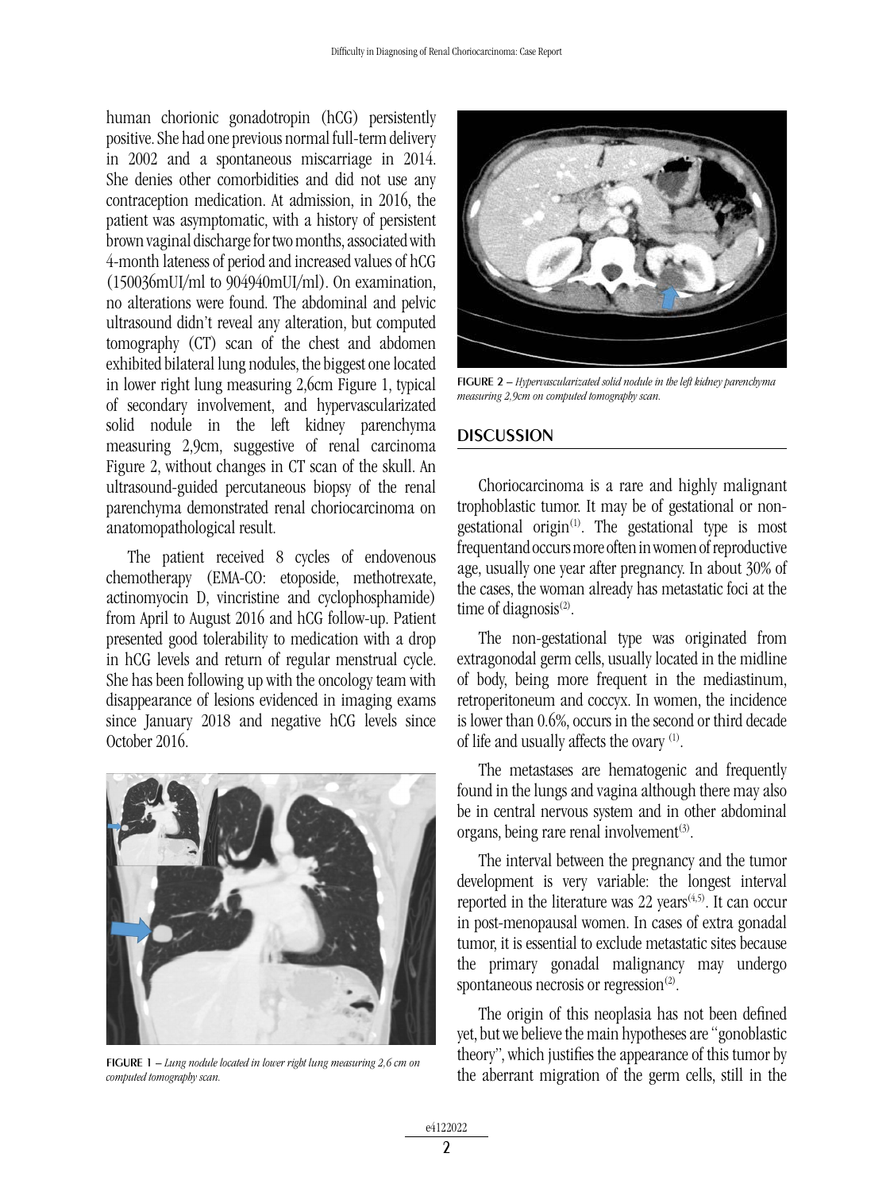human chorionic gonadotropin (hCG) persistently positive. She had one previous normal full-term delivery in 2002 and a spontaneous miscarriage in 2014. She denies other comorbidities and did not use any contraception medication. At admission, in 2016, the patient was asymptomatic, with a history of persistent brown vaginal discharge for two months, associated with 4-month lateness of period and increased values of hCG (150036mUI/ml to 904940mUI/ml). On examination, no alterations were found. The abdominal and pelvic ultrasound didn't reveal any alteration, but computed tomography (CT) scan of the chest and abdomen exhibited bilateral lung nodules, the biggest one located in lower right lung measuring 2,6cm Figure 1, typical of secondary involvement, and hypervascularizated solid nodule in the left kidney parenchyma measuring 2,9cm, suggestive of renal carcinoma Figure 2, without changes in CT scan of the skull. An ultrasound-guided percutaneous biopsy of the renal parenchyma demonstrated renal choriocarcinoma on anatomopathological result.

The patient received 8 cycles of endovenous chemotherapy (EMA-CO: etoposide, methotrexate, actinomyocin D, vincristine and cyclophosphamide) from April to August 2016 and hCG follow-up. Patient presented good tolerability to medication with a drop in hCG levels and return of regular menstrual cycle. She has been following up with the oncology team with disappearance of lesions evidenced in imaging exams since January 2018 and negative hCG levels since October 2016.

**FIGURE 1** – *Lung nodule located in lower right lung measuring 2,6 cm on computed tomography scan.*

**FIGURE 2** – *Hypervascularizated solid nodule in the left kidney parenchyma measuring 2,9cm on computed tomography scan.*

## DISCUSSION

Choriocarcinoma is a rare and highly malignant trophoblastic tumor. It may be of gestational or non-gestational origin[1]. The gestational type is most frequentand occurs more often in women of reproductive age, usually one year after pregnancy. In about 30% of the cases, the woman already has metastatic foci at the time of diagnosis[2].

The non-gestational type was originated from extragonodal germ cells, usually located in the midline of body, being more frequent in the mediastinum, retroperitoneum and coccyx. In women, the incidence is lower than 0.6%, occurs in the second or third decade of life and usually affects the ovary [1].

The metastases are hematogenic and frequently found in the lungs and vagina although there may also be in central nervous system and in other abdominal organs, being rare renal involvement[3].

The interval between the pregnancy and the tumor development is very variable: the longest interval reported in the literature was 22 years[4,5]. It can occur in post-menopausal women. In cases of extra gonadal tumor, it is essential to exclude metastatic sites because the primary gonadal malignancy may undergo spontaneous necrosis or regression[2].

The origin of this neoplasia has not been defined yet, but we believe the main hypotheses are "gonoblastic theory", which justifies the appearance of this tumor by the aberrant migration of the germ cells, still in the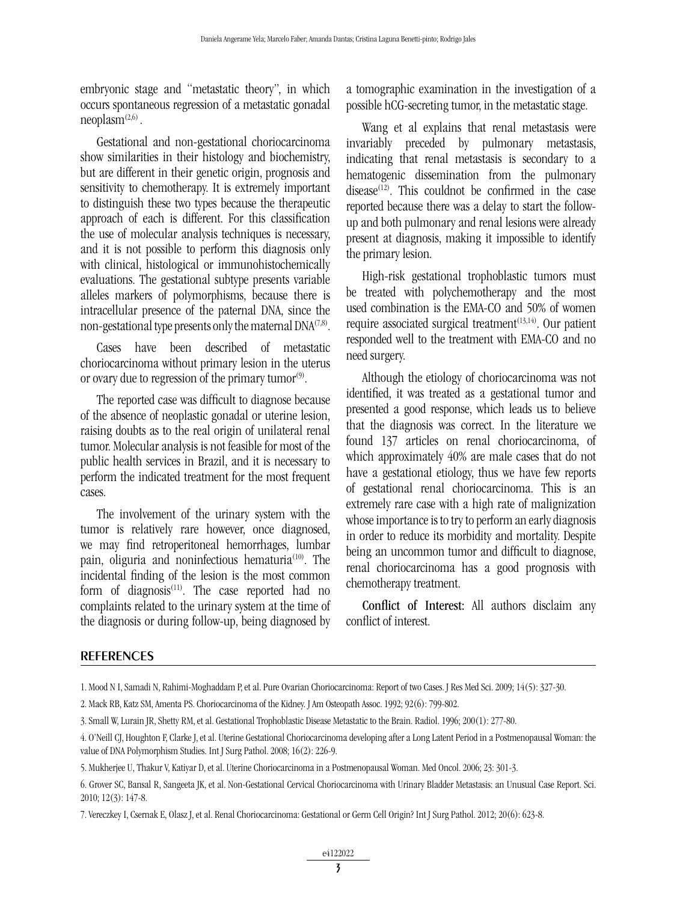embryonic stage and "metastatic theory", in which occurs spontaneous regression of a metastatic gonadal neoplasm[2,6].

Gestational and non-gestational choriocarcinoma show similarities in their histology and biochemistry, but are different in their genetic origin, prognosis and sensitivity to chemotherapy. It is extremely important to distinguish these two types because the therapeutic approach of each is different. For this classification the use of molecular analysis techniques is necessary, and it is not possible to perform this diagnosis only with clinical, histological or immunohistochemically evaluations. The gestational subtype presents variable alleles markers of polymorphisms, because there is intracellular presence of the paternal DNA, since the non-gestational type presents only the maternal DNA[7,8].

Cases have been described of metastatic choriocarcinoma without primary lesion in the uterus or ovary due to regression of the primary tumor[9].

The reported case was difficult to diagnose because of the absence of neoplastic gonadal or uterine lesion, raising doubts as to the real origin of unilateral renal tumor. Molecular analysis is not feasible for most of the public health services in Brazil, and it is necessary to perform the indicated treatment for the most frequent cases.

The involvement of the urinary system with the tumor is relatively rare however, once diagnosed, we may find retroperitoneal hemorrhages, lumbar pain, oliguria and noninfectious hematuria[10]. The incidental finding of the lesion is the most common form of diagnosis[11]. The case reported had no complaints related to the urinary system at the time of the diagnosis or during follow-up, being diagnosed by a tomographic examination in the investigation of a possible hCG-secreting tumor, in the metastatic stage.

Wang et al explains that renal metastasis were invariably preceded by pulmonary metastasis, indicating that renal metastasis is secondary to a hematogenic dissemination from the pulmonary disease[12]. This couldnot be confirmed in the case reported because there was a delay to start the follow-up and both pulmonary and renal lesions were already present at diagnosis, making it impossible to identify the primary lesion.

High-risk gestational trophoblastic tumors must be treated with polychemotherapy and the most used combination is the EMA-CO and 50% of women require associated surgical treatment[13,14]. Our patient responded well to the treatment with EMA-CO and no need surgery.

Although the etiology of choriocarcinoma was not identified, it was treated as a gestational tumor and presented a good response, which leads us to believe that the diagnosis was correct. In the literature we found 137 articles on renal choriocarcinoma, of which approximately 40% are male cases that do not have a gestational etiology, thus we have few reports of gestational renal choriocarcinoma. This is an extremely rare case with a high rate of malignization whose importance is to try to perform an early diagnosis in order to reduce its morbidity and mortality. Despite being an uncommon tumor and difficult to diagnose, renal choriocarcinoma has a good prognosis with chemotherapy treatment.

**Conflict of Interest:** All authors disclaim any conflict of interest.

## REFERENCES

1. Mood N I, Samadi N, Rahimi-Moghaddam P, et al. Pure Ovarian Choriocarcinoma: Report of two Cases. J Res Med Sci. 2009; 14(5): 327-30.

2. Mack RB, Katz SM, Amenta PS. Choriocarcinoma of the Kidney. J Am Osteopath Assoc. 1992; 92(6): 799-802.

3. Small W, Lurain JR, Shetty RM, et al. Gestational Trophoblastic Disease Metastatic to the Brain. Radiol. 1996; 200(1): 277-80.

4. O'Neill CJ, Houghton F, Clarke J, et al. Uterine Gestational Choriocarcinoma developing after a Long Latent Period in a Postmenopausal Woman: the value of DNA Polymorphism Studies. Int J Surg Pathol. 2008; 16(2): 226-9.

5. Mukherjee U, Thakur V, Katiyar D, et al. Uterine Choriocarcinoma in a Postmenopausal Woman. Med Oncol. 2006; 23: 301-3.

6. Grover SC, Bansal R, Sangeeta JK, et al. Non-Gestational Cervical Choriocarcinoma with Urinary Bladder Metastasis: an Unusual Case Report. Sci. 2010; 12(3): 147-8.

7. Vereczkey I, Csernak E, Olasz J, et al. Renal Choriocarcinoma: Gestational or Germ Cell Origin? Int J Surg Pathol. 2012; 20(6): 623-8.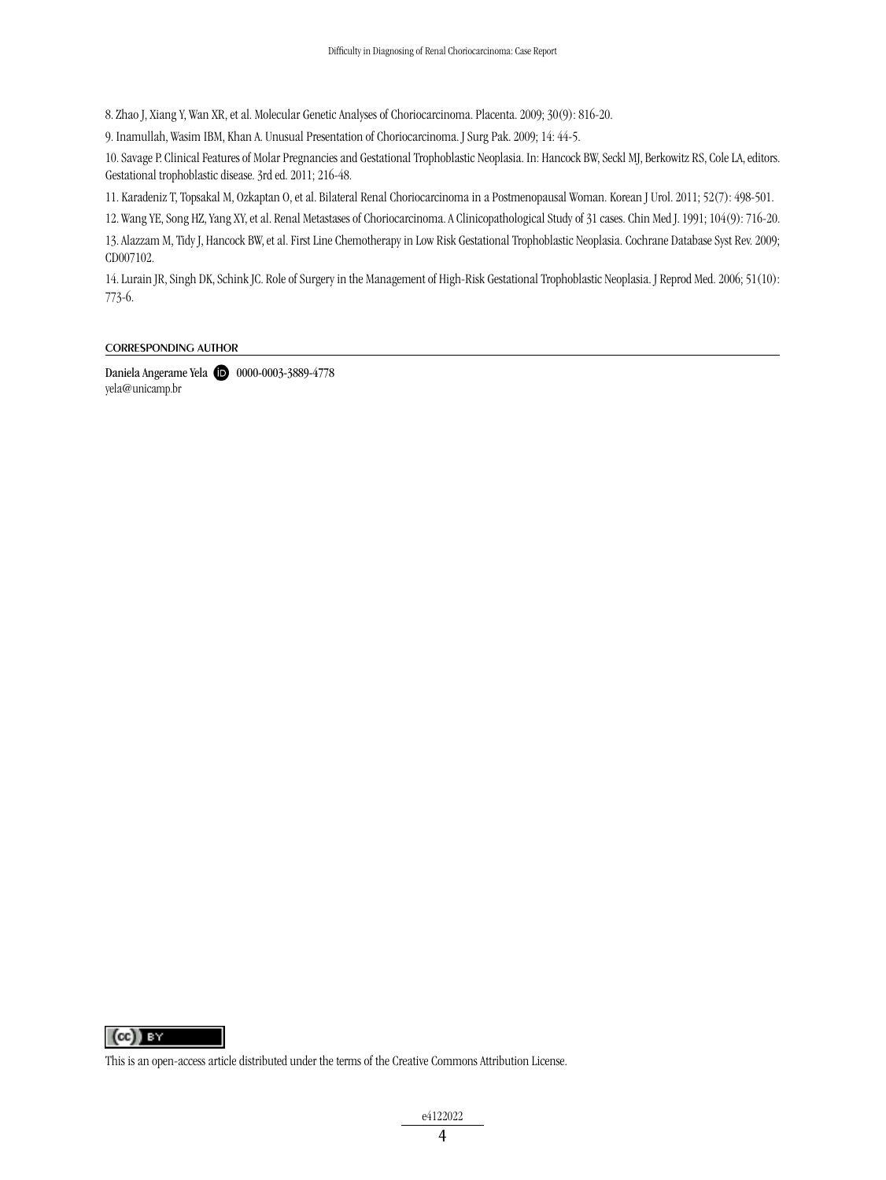8. Zhao J, Xiang Y, Wan XR, et al. Molecular Genetic Analyses of Choriocarcinoma. Placenta. 2009; 30(9): 816-20.

9. Inamullah, Wasim IBM, Khan A. Unusual Presentation of Choriocarcinoma. J Surg Pak. 2009; 14: 44-5.

10. Savage P. Clinical Features of Molar Pregnancies and Gestational Trophoblastic Neoplasia. In: Hancock BW, Seckl MJ, Berkowitz RS, Cole LA, editors. Gestational trophoblastic disease. 3rd ed. 2011; 216-48.

11. Karadeniz T, Topsakal M, Ozkaptan O, et al. Bilateral Renal Choriocarcinoma in a Postmenopausal Woman. Korean J Urol. 2011; 52(7): 498-501.

12. Wang YE, Song HZ, Yang XY, et al. Renal Metastases of Choriocarcinoma. A Clinicopathological Study of 31 cases. Chin Med J. 1991; 104(9): 716-20.

13. Alazzam M, Tidy J, Hancock BW, et al. First Line Chemotherapy in Low Risk Gestational Trophoblastic Neoplasia. Cochrane Database Syst Rev. 2009; CD007102.

14. Lurain JR, Singh DK, Schink JC. Role of Surgery in the Management of High-Risk Gestational Trophoblastic Neoplasia. J Reprod Med. 2006; 51(10): 773-6.

**CORRESPONDING AUTHOR**

Daniela Angerame Yela 0000-0003-3889-4778
yela@unicamp.br

This is an open-access article distributed under the terms of the Creative Commons Attribution License.